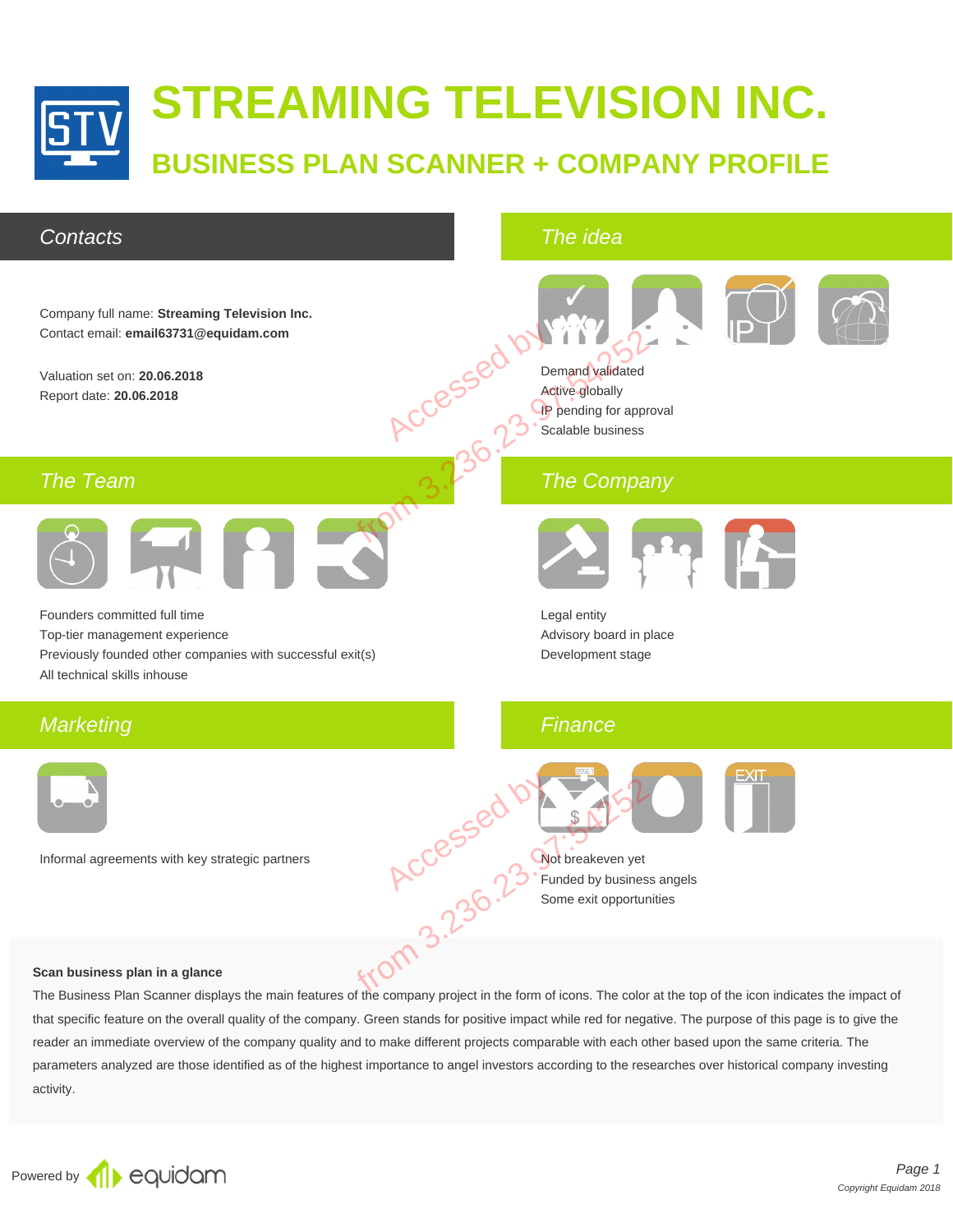# STREAMING TELEVISION INC.

## BUSINESS PLAN SCANNER + COMPANY PROFILE

## Contacts

Company full name: **Streaming Television Inc.**
Contact email: **email63731@equidam.com**

Valuation set on: **20.06.2018**
Report date: **20.06.2018**

## The idea

Demand validated
Active globally
IP pending for approval
Scalable business

## The Team

Founders committed full time
Top-tier management experience
Previously founded other companies with successful exit(s)
All technical skills inhouse

## The Company

Legal entity
Advisory board in place
Development stage

## Marketing

Informal agreements with key strategic partners

## Finance

Not breakeven yet
Funded by business angels
Some exit opportunities

**Scan business plan in a glance**

The Business Plan Scanner displays the main features of the company project in the form of icons. The color at the top of the icon indicates the impact of that specific feature on the overall quality of the company. Green stands for positive impact while red for negative. The purpose of this page is to give the reader an immediate overview of the company quality and to make different projects comparable with each other based upon the same criteria. The parameters analyzed are those identified as of the highest importance to angel investors according to the researches over historical company investing activity.

Powered by equidam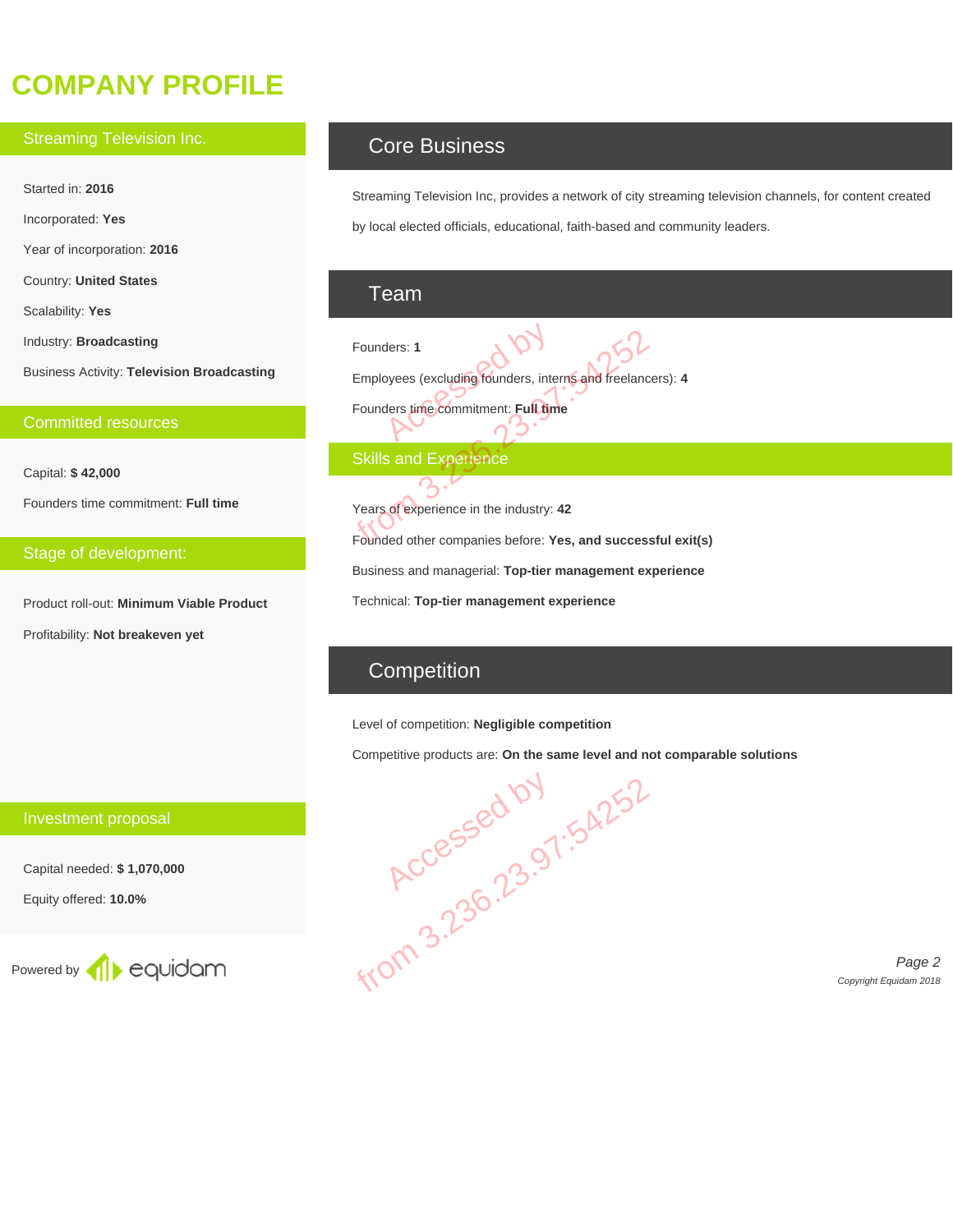# COMPANY PROFILE

## Streaming Television Inc.

Started in: **2016**

Incorporated: **Yes**

Year of incorporation: **2016**

Country: **United States**

Scalability: **Yes**

Industry: **Broadcasting**

Business Activity: **Television Broadcasting**

## Committed resources

Capital: **$ 42,000**

Founders time commitment: **Full time**

## Stage of development:

Product roll-out: **Minimum Viable Product**

Profitability: **Not breakeven yet**

## Investment proposal

Capital needed: **$ 1,070,000**

Equity offered: **10.0%**

## Core Business

Streaming Television Inc, provides a network of city streaming television channels, for content created by local elected officials, educational, faith-based and community leaders.

## Team

Founders: **1**

Employees (excluding founders, interns and freelancers): **4**

Founders time commitment: **Full time**

### Skills and Experience

Years of experience in the industry: **42**

Founded other companies before: **Yes, and successful exit(s)**

Business and managerial: **Top-tier management experience**

Technical: **Top-tier management experience**

## Competition

Level of competition: **Negligible competition**

Competitive products are: **On the same level and not comparable solutions**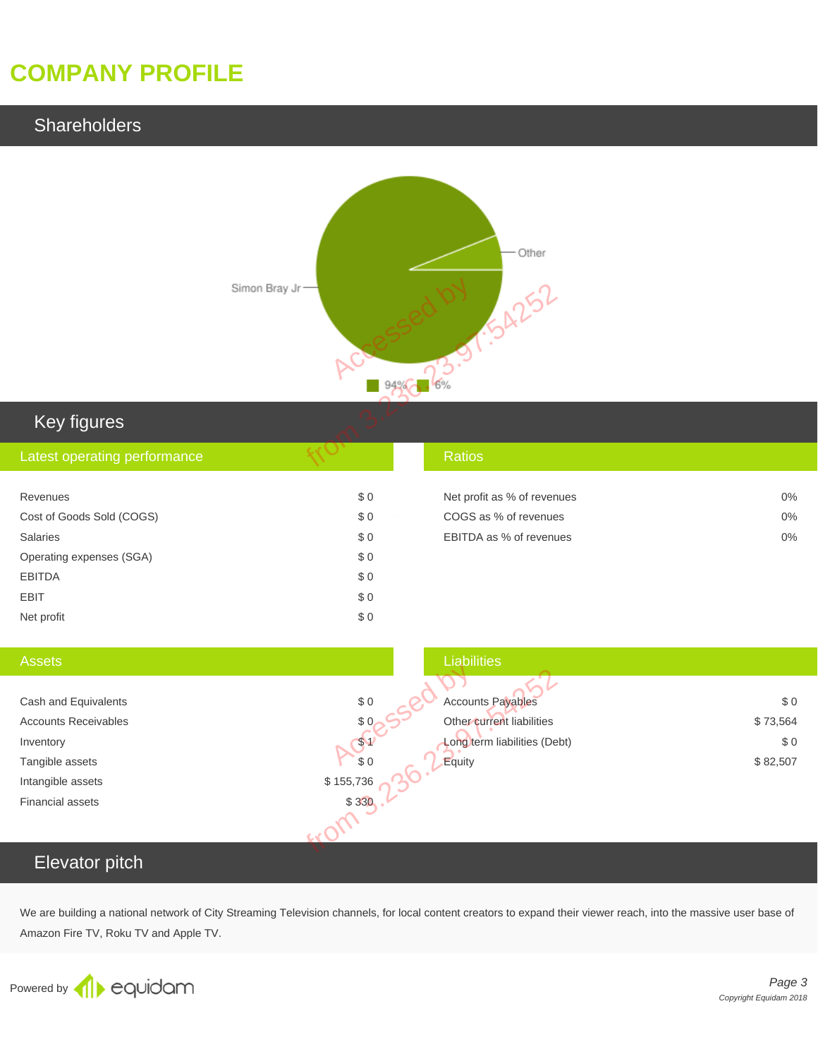# COMPANY PROFILE

## Shareholders

Simon Bray Jr — 94%
Other — 6%

## Key figures

### Latest operating performance

| | |
|---|---|
| Revenues | $ 0 |
| Cost of Goods Sold (COGS) | $ 0 |
| Salaries | $ 0 |
| Operating expenses (SGA) | $ 0 |
| EBITDA | $ 0 |
| EBIT | $ 0 |
| Net profit | $ 0 |

### Ratios

| | |
|---|---|
| Net profit as % of revenues | 0% |
| COGS as % of revenues | 0% |
| EBITDA as % of revenues | 0% |

### Assets

| | |
|---|---|
| Cash and Equivalents | $ 0 |
| Accounts Receivables | $ 0 |
| Inventory | $ 1 |
| Tangible assets | $ 0 |
| Intangible assets | $ 155,736 |
| Financial assets | $ 330 |

### Liabilities

| | |
|---|---|
| Accounts Payables | $ 0 |
| Other current liabilities | $ 73,564 |
| Long term liabilities (Debt) | $ 0 |
| Equity | $ 82,507 |

## Elevator pitch

We are building a national network of City Streaming Television channels, for local content creators to expand their viewer reach, into the massive user base of Amazon Fire TV, Roku TV and Apple TV.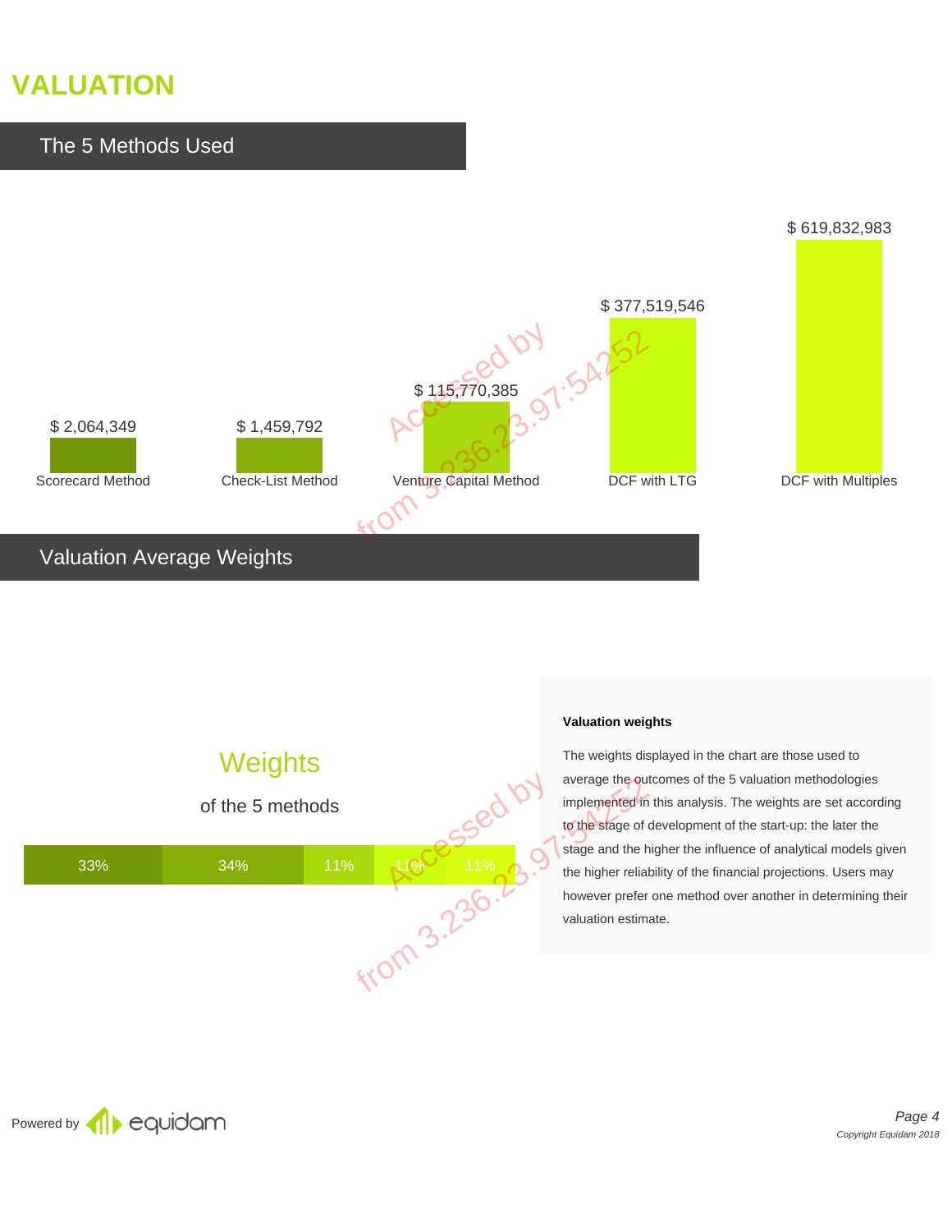# VALUATION

## The 5 Methods Used

| Method | Valuation |
|---|---|
| Scorecard Method | $ 2,064,349 |
| Check-List Method | $ 1,459,792 |
| Venture Capital Method | $ 115,770,385 |
| DCF with LTG | $ 377,519,546 |
| DCF with Multiples | $ 619,832,983 |

## Valuation Average Weights

**Weights**

of the 5 methods

| Scorecard Method | Check-List Method | Venture Capital Method | DCF with LTG | DCF with Multiples |
|---|---|---|---|---|
| 33% | 34% | 11% | 11% | 11% |

**Valuation weights**

The weights displayed in the chart are those used to average the outcomes of the 5 valuation methodologies implemented in this analysis. The weights are set according to the stage of development of the start-up: the later the stage and the higher the influence of analytical models given the higher reliability of the financial projections. Users may however prefer one method over another in determining their valuation estimate.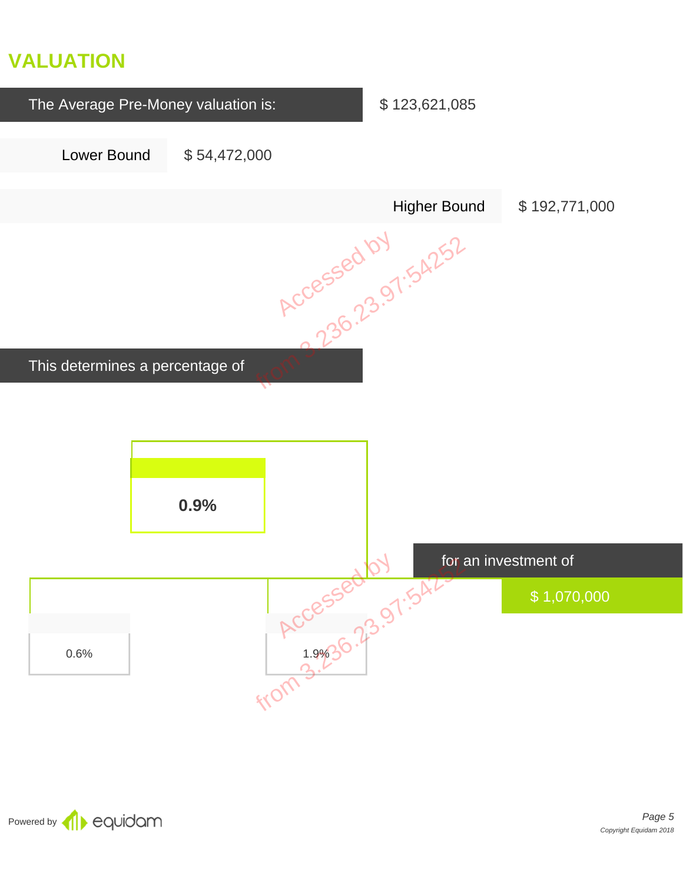## VALUATION

**The Average Pre-Money valuation is:** $ 123,621,085

**Lower Bound** $ 54,472,000

**Higher Bound** $ 192,771,000

**This determines a percentage of**

**0.9%**

0.6%

1.9%

**for an investment of** $ 1,070,000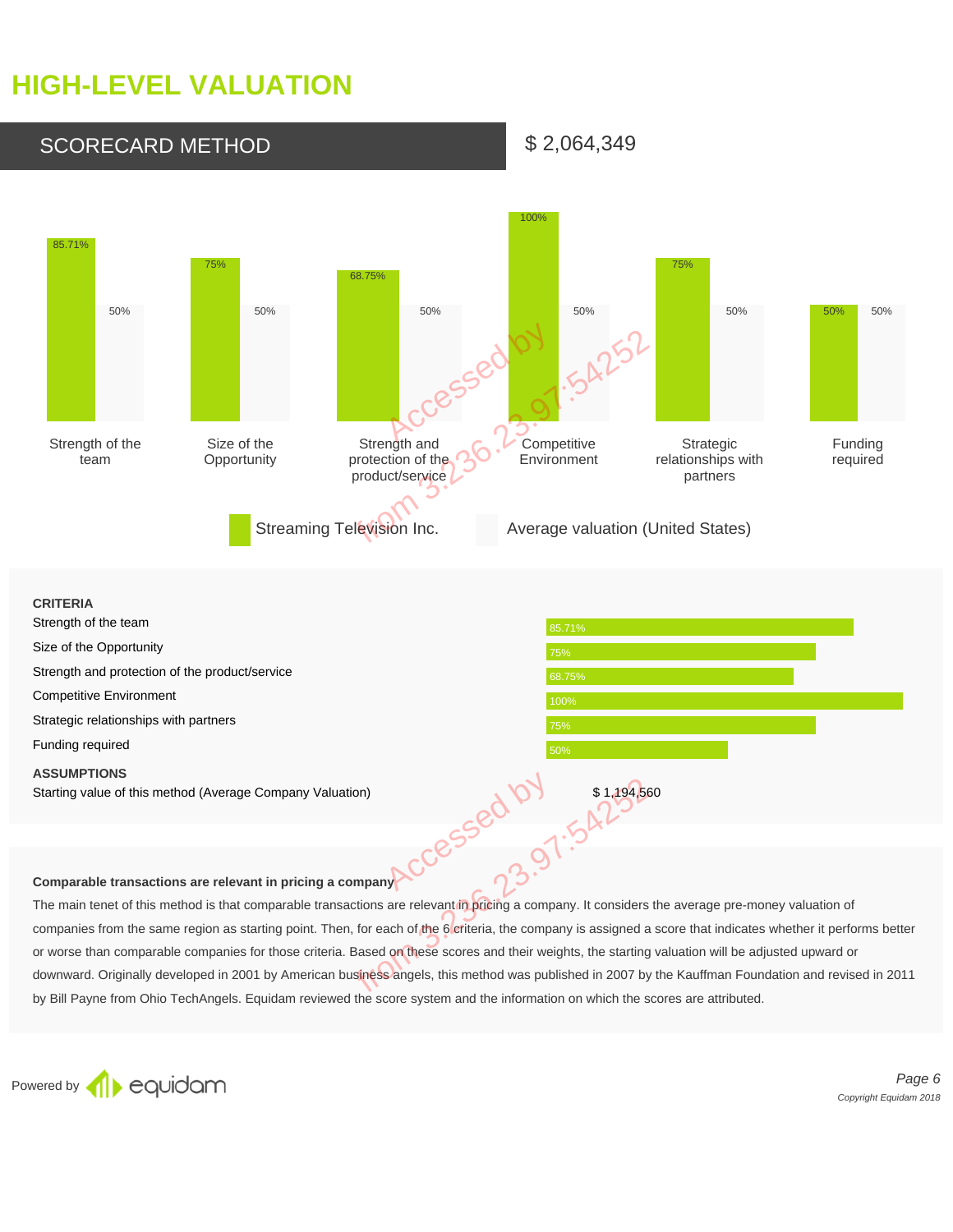# HIGH-LEVEL VALUATION

## SCORECARD METHOD

$ 2,064,349

| Criteria | Streaming Television Inc. | Average valuation (United States) |
|---|---|---|
| Strength of the team | 85.71% | 50% |
| Size of the Opportunity | 75% | 50% |
| Strength and protection of the product/service | 68.75% | 50% |
| Competitive Environment | 100% | 50% |
| Strategic relationships with partners | 75% | 50% |
| Funding required | 50% | 50% |

**CRITERIA**

| Criteria | Score |
|---|---|
| Strength of the team | 85.71% |
| Size of the Opportunity | 75% |
| Strength and protection of the product/service | 68.75% |
| Competitive Environment | 100% |
| Strategic relationships with partners | 75% |
| Funding required | 50% |

**ASSUMPTIONS**

| Assumption | Value |
|---|---|
| Starting value of this method (Average Company Valuation) | $ 1,194,560 |

**Comparable transactions are relevant in pricing a company**

The main tenet of this method is that comparable transactions are relevant in pricing a company. It considers the average pre-money valuation of companies from the same region as starting point. Then, for each of the 6 criteria, the company is assigned a score that indicates whether it performs better or worse than comparable companies for those criteria. Based on these scores and their weights, the starting valuation will be adjusted upward or downward. Originally developed in 2001 by American business angels, this method was published in 2007 by the Kauffman Foundation and revised in 2011 by Bill Payne from Ohio TechAngels. Equidam reviewed the score system and the information on which the scores are attributed.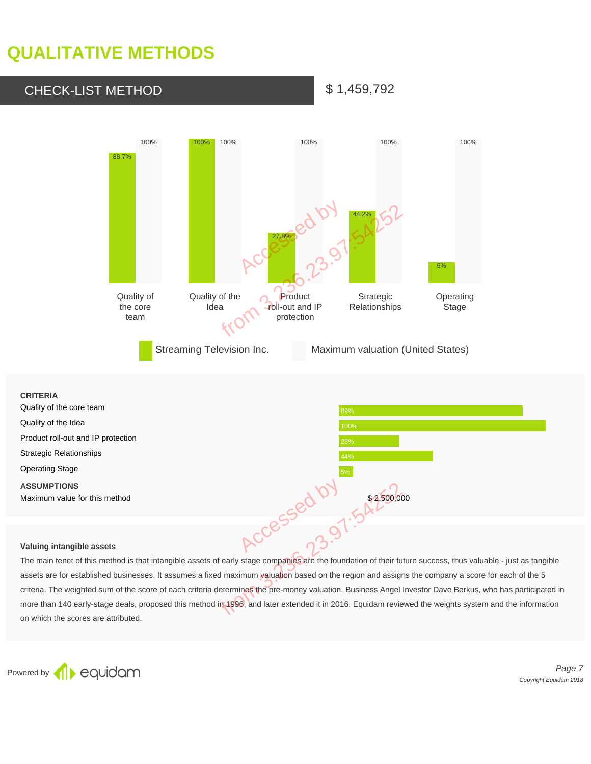# QUALITATIVE METHODS

## CHECK-LIST METHOD

$ 1,459,792

| Criteria | Streaming Television Inc. | Maximum valuation (United States) |
| --- | --- | --- |
| Quality of the core team | 88.7% | 100% |
| Quality of the Idea | 100% | 100% |
| Product roll-out and IP protection | 27.8% | 100% |
| Strategic Relationships | 44.2% | 100% |
| Operating Stage | 5% | 100% |

**CRITERIA**

| Criteria | Score |
| --- | --- |
| Quality of the core team | 89% |
| Quality of the Idea | 100% |
| Product roll-out and IP protection | 28% |
| Strategic Relationships | 44% |
| Operating Stage | 5% |

**ASSUMPTIONS**

| Assumption | Value |
| --- | --- |
| Maximum value for this method | $ 2,500,000 |

**Valuing intangible assets**

The main tenet of this method is that intangible assets of early stage companies are the foundation of their future success, thus valuable - just as tangible assets are for established businesses. It assumes a fixed maximum valuation based on the region and assigns the company a score for each of the 5 criteria. The weighted sum of the score of each criteria determines the pre-money valuation. Business Angel Investor Dave Berkus, who has participated in more than 140 early-stage deals, proposed this method in 1996, and later extended it in 2016. Equidam reviewed the weights system and the information on which the scores are attributed.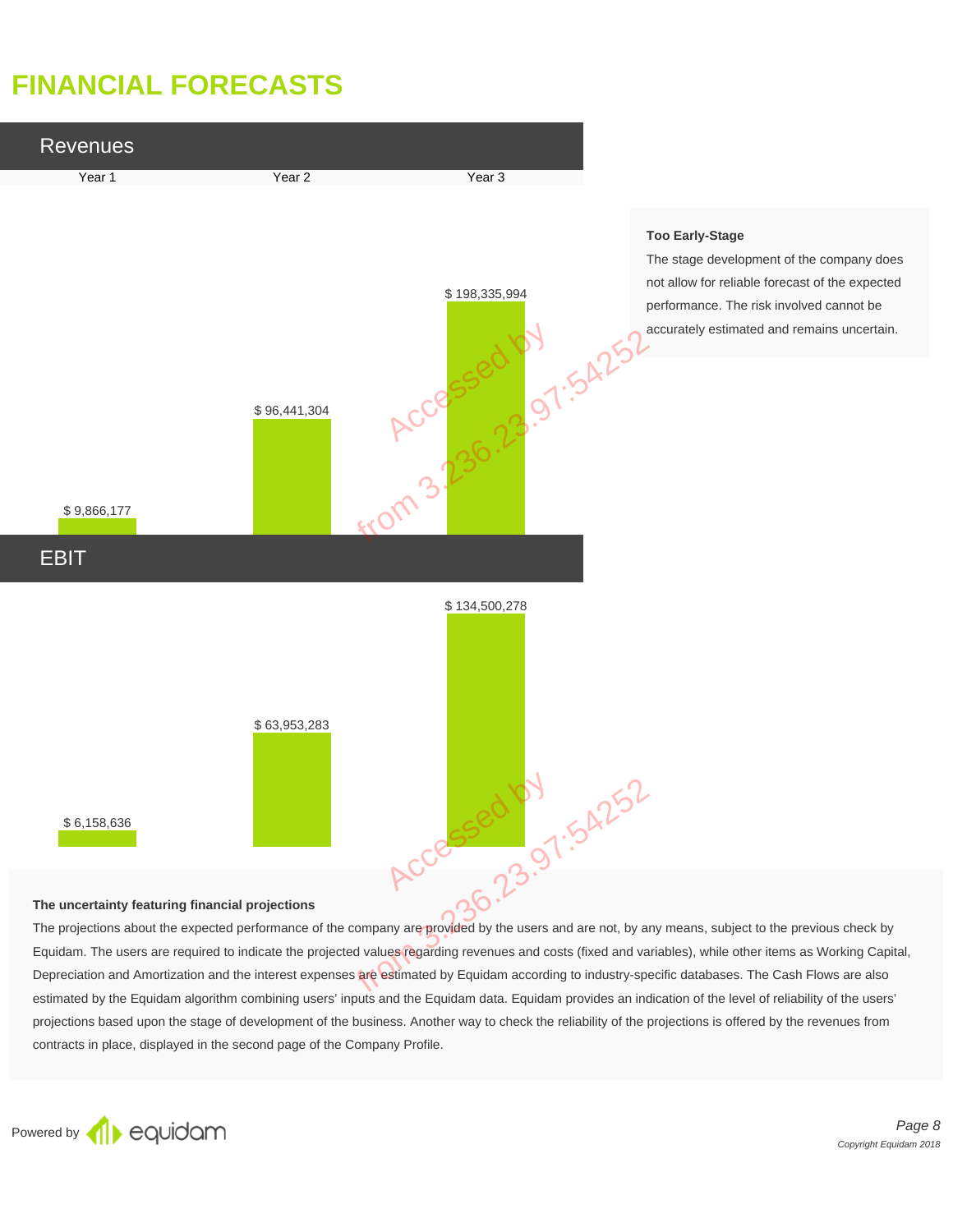# FINANCIAL FORECASTS

## Revenues

| Year 1 | Year 2 | Year 3 |
|---|---|---|
| $ 9,866,177 | $ 96,441,304 | $ 198,335,994 |

## EBIT

| Year 1 | Year 2 | Year 3 |
|---|---|---|
| $ 6,158,636 | $ 63,953,283 | $ 134,500,278 |

**Too Early-Stage**

The stage development of the company does not allow for reliable forecast of the expected performance. The risk involved cannot be accurately estimated and remains uncertain.

**The uncertainty featuring financial projections**

The projections about the expected performance of the company are provided by the users and are not, by any means, subject to the previous check by Equidam. The users are required to indicate the projected values regarding revenues and costs (fixed and variables), while other items as Working Capital, Depreciation and Amortization and the interest expenses are estimated by Equidam according to industry-specific databases. The Cash Flows are also estimated by the Equidam algorithm combining users' inputs and the Equidam data. Equidam provides an indication of the level of reliability of the users' projections based upon the stage of development of the business. Another way to check the reliability of the projections is offered by the revenues from contracts in place, displayed in the second page of the Company Profile.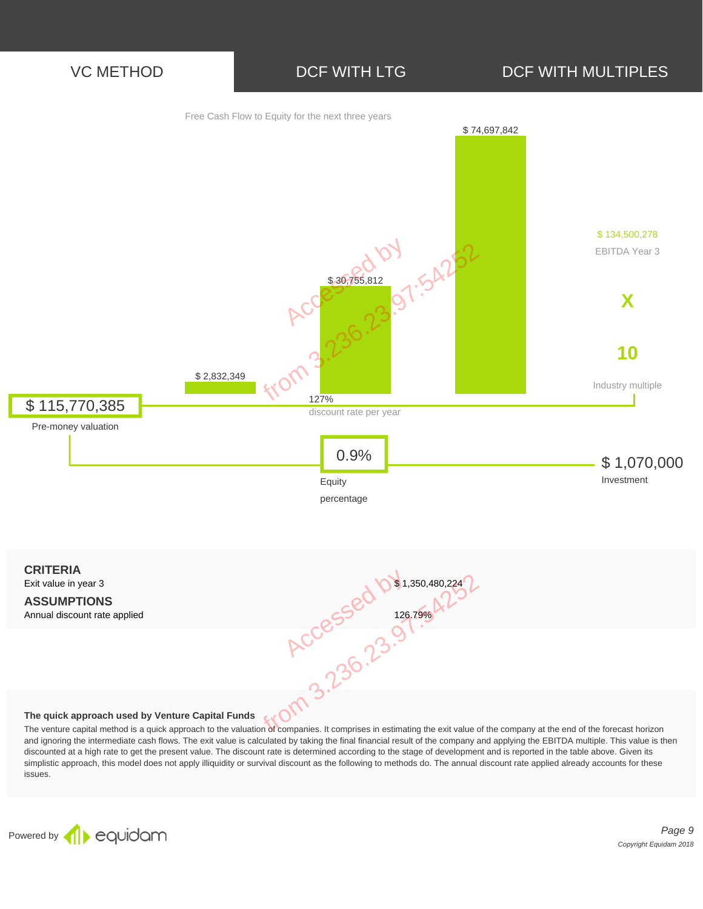VC METHOD | DCF WITH LTG | DCF WITH MULTIPLES

Free Cash Flow to Equity for the next three years

$ 2,832,349

$ 30,755,812

$ 74,697,842

$ 134,500,278

EBITDA Year 3

X

10

Industry multiple

127%

discount rate per year

$ 115,770,385

Pre-money valuation

0.9%

Equity percentage

$ 1,070,000

Investment

| | |
|---|---|
| **CRITERIA** | |
| Exit value in year 3 | $ 1,350,480,224 |
| **ASSUMPTIONS** | |
| Annual discount rate applied | 126.79% |

**The quick approach used by Venture Capital Funds**

The venture capital method is a quick approach to the valuation of companies. It comprises in estimating the exit value of the company at the end of the forecast horizon and ignoring the intermediate cash flows. The exit value is calculated by taking the final financial result of the company and applying the EBITDA multiple. This value is then discounted at a high rate to get the present value. The discount rate is determined according to the stage of development and is reported in the table above. Given its simplistic approach, this model does not apply illiquidity or survival discount as the following to methods do. The annual discount rate applied already accounts for these issues.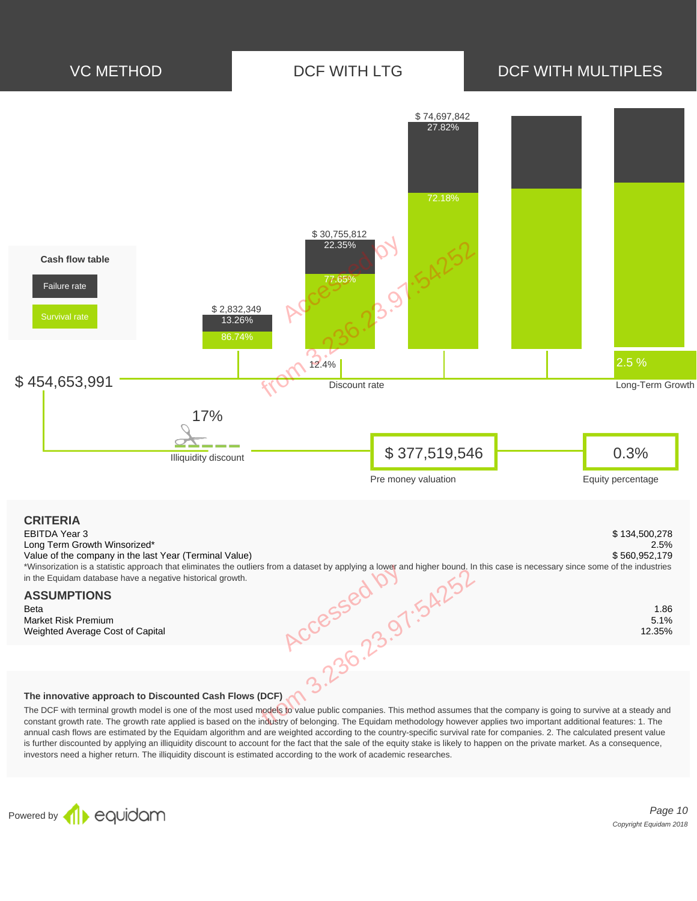VC METHOD | **DCF WITH LTG** | DCF WITH MULTIPLES

Cash flow table

- Failure rate
- Survival rate

| | Year 1 | Year 2 | Year 3 |
|---|---|---|---|
| Cash flow | $ 2,832,349 | $ 30,755,812 | $ 74,697,842 |
| Failure rate | 13.26% | 22.35% | 27.82% |
| Survival rate | 86.74% | 77.65% | 72.18% |

$ 454,653,991

12.4%
Discount rate

2.5 %
Long-Term Growth

17%
Illiquidity discount

$ 377,519,546
Pre money valuation

0.3%
Equity percentage

## CRITERIA

| | |
|---|---|
| EBITDA Year 3 | $ 134,500,278 |
| Long Term Growth Winsorized* | 2.5% |
| Value of the company in the last Year (Terminal Value) | $ 560,952,179 |

*Winsorization is a statistic approach that eliminates the outliers from a dataset by applying a lower and higher bound. In this case is necessary since some of the industries in the Equidam database have a negative historical growth.

## ASSUMPTIONS

| | |
|---|---|
| Beta | 1.86 |
| Market Risk Premium | 5.1% |
| Weighted Average Cost of Capital | 12.35% |

**The innovative approach to Discounted Cash Flows (DCF)**

The DCF with terminal growth model is one of the most used models to value public companies. This method assumes that the company is going to survive at a steady and constant growth rate. The growth rate applied is based on the industry of belonging. The Equidam methodology however applies two important additional features: 1. The annual cash flows are estimated by the Equidam algorithm and are weighted according to the country-specific survival rate for companies. 2. The calculated present value is further discounted by applying an illiquidity discount to account for the fact that the sale of the equity stake is likely to happen on the private market. As a consequence, investors need a higher return. The illiquidity discount is estimated according to the work of academic researches.

Powered by equidam

*Copyright Equidam 2018*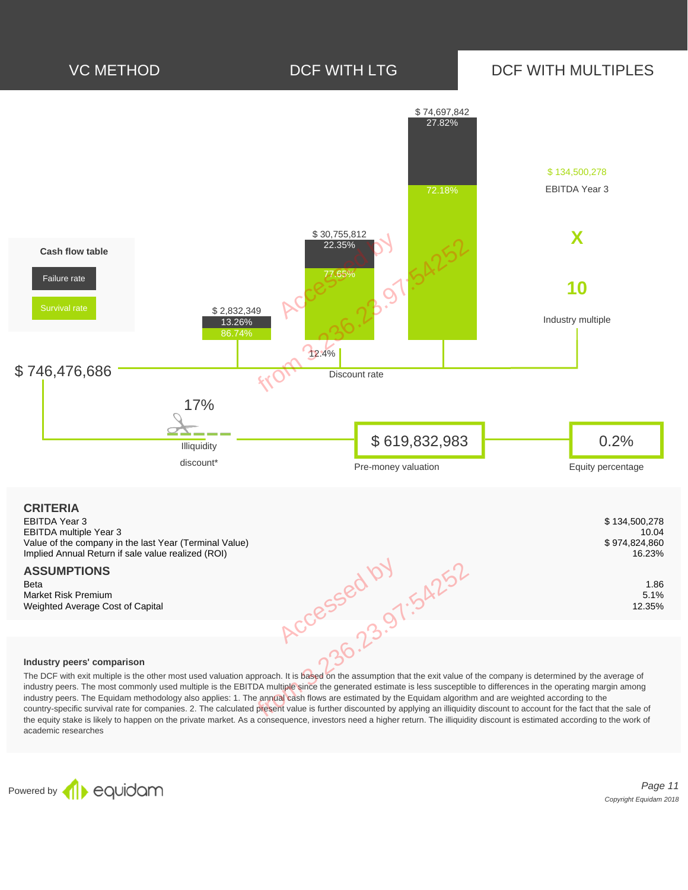VC METHOD | DCF WITH LTG | DCF WITH MULTIPLES

Cash flow table

- Failure rate
- Survival rate

| | Year 1 | Year 2 | Year 3 |
|---|---|---|---|
| Cash flow | $ 2,832,349 | $ 30,755,812 | $ 74,697,842 |
| Failure rate | 13.26% | 22.35% | 27.82% |
| Survival rate | 86.74% | 77.65% | 72.18% |

$ 134,500,278

EBITDA Year 3

X

10

Industry multiple

12.4%

Discount rate

$ 746,476,686

17%

Illiquidity discount*

$ 619,832,983

Pre-money valuation

0.2%

Equity percentage

## CRITERIA

| | |
|---|---|
| EBITDA Year 3 | $ 134,500,278 |
| EBITDA multiple Year 3 | 10.04 |
| Value of the company in the last Year (Terminal Value) | $ 974,824,860 |
| Implied Annual Return if sale value realized (ROI) | 16.23% |

## ASSUMPTIONS

| | |
|---|---|
| Beta | 1.86 |
| Market Risk Premium | 5.1% |
| Weighted Average Cost of Capital | 12.35% |

### Industry peers' comparison

The DCF with exit multiple is the other most used valuation approach. It is based on the assumption that the exit value of the company is determined by the average of industry peers. The most commonly used multiple is the EBITDA multiple since the generated estimate is less susceptible to differences in the operating margin among industry peers. The Equidam methodology also applies: 1. The annual cash flows are estimated by the Equidam algorithm and are weighted according to the country-specific survival rate for companies. 2. The calculated present value is further discounted by applying an illiquidity discount to account for the fact that the sale of the equity stake is likely to happen on the private market. As a consequence, investors need a higher return. The illiquidity discount is estimated according to the work of academic researches

Powered by equidam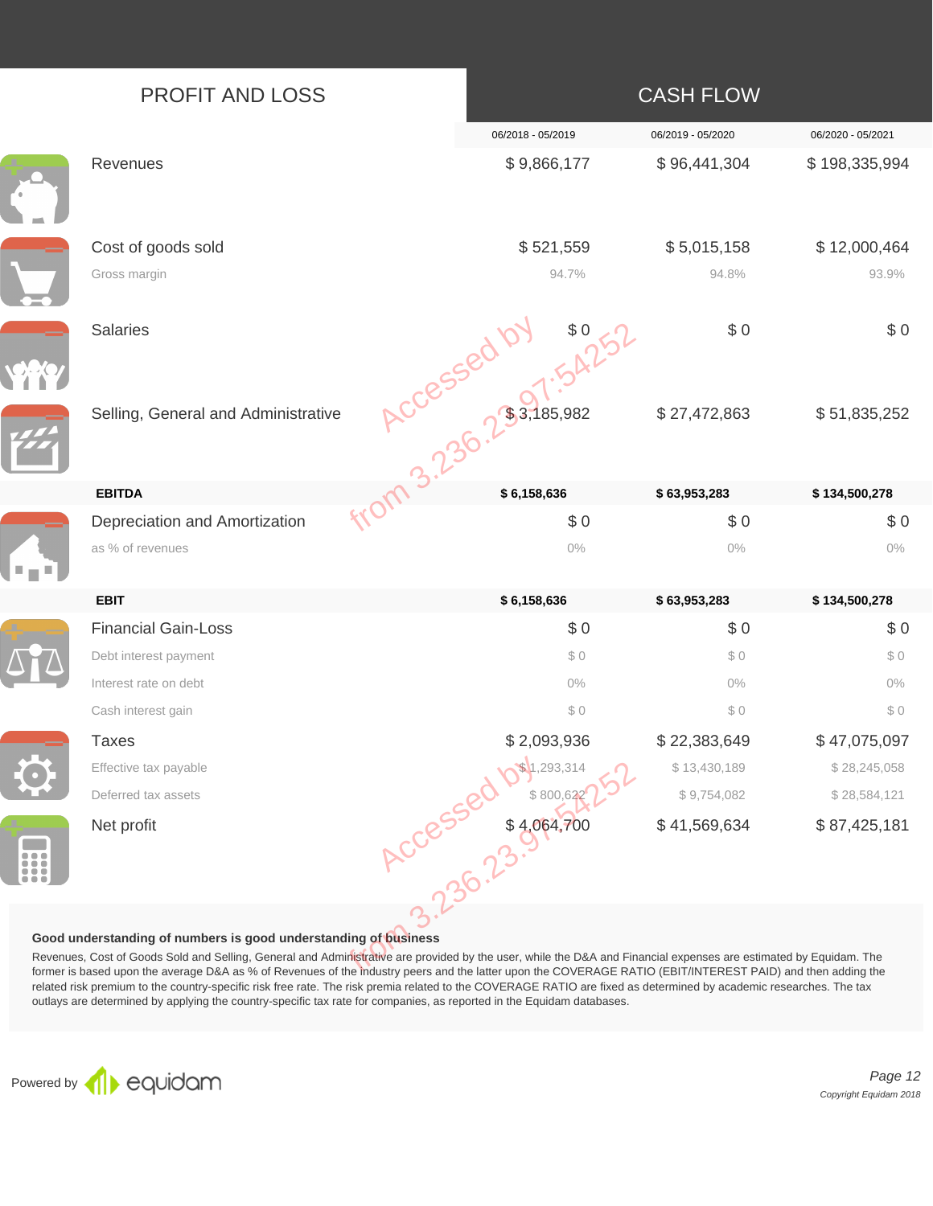## PROFIT AND LOSS

## CASH FLOW

| | 06/2018 - 05/2019 | 06/2019 - 05/2020 | 06/2020 - 05/2021 |
|---|---|---|---|
| Revenues | $ 9,866,177 | $ 96,441,304 | $ 198,335,994 |
| Cost of goods sold | $ 521,559 | $ 5,015,158 | $ 12,000,464 |
| Gross margin | 94.7% | 94.8% | 93.9% |
| Salaries | $ 0 | $ 0 | $ 0 |
| Selling, General and Administrative | $ 3,185,982 | $ 27,472,863 | $ 51,835,252 |
| **EBITDA** | **$ 6,158,636** | **$ 63,953,283** | **$ 134,500,278** |
| Depreciation and Amortization | $ 0 | $ 0 | $ 0 |
| as % of revenues | 0% | 0% | 0% |
| **EBIT** | **$ 6,158,636** | **$ 63,953,283** | **$ 134,500,278** |
| Financial Gain-Loss | $ 0 | $ 0 | $ 0 |
| Debt interest payment | $ 0 | $ 0 | $ 0 |
| Interest rate on debt | 0% | 0% | 0% |
| Cash interest gain | $ 0 | $ 0 | $ 0 |
| Taxes | $ 2,093,936 | $ 22,383,649 | $ 47,075,097 |
| Effective tax payable | $ 1,293,314 | $ 13,430,189 | $ 28,245,058 |
| Deferred tax assets | $ 800,622 | $ 9,754,082 | $ 28,584,121 |
| Net profit | $ 4,064,700 | $ 41,569,634 | $ 87,425,181 |

**Good understanding of numbers is good understanding of business**

Revenues, Cost of Goods Sold and Selling, General and Administrative are provided by the user, while the D&A and Financial expenses are estimated by Equidam. The former is based upon the average D&A as % of Revenues of the industry peers and the latter upon the COVERAGE RATIO (EBIT/INTEREST PAID) and then adding the related risk premium to the country-specific risk free rate. The risk premia related to the COVERAGE RATIO are fixed as determined by academic researches. The tax outlays are determined by applying the country-specific tax rate for companies, as reported in the Equidam databases.

Powered by equidam

*Copyright Equidam 2018*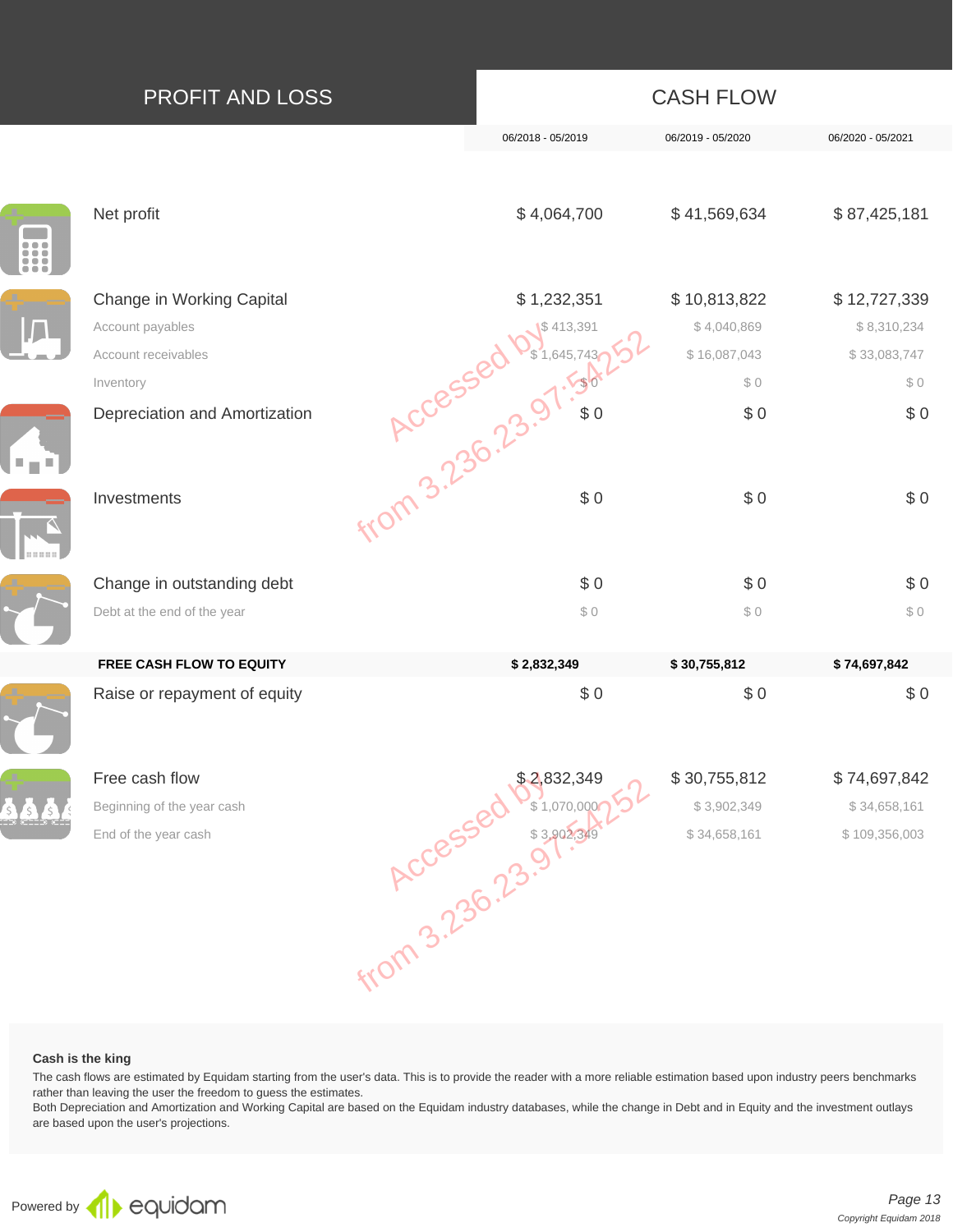## PROFIT AND LOSS

## CASH FLOW

| | 06/2018 - 05/2019 | 06/2019 - 05/2020 | 06/2020 - 05/2021 |
|---|---|---|---|
| Net profit | $ 4,064,700 | $ 41,569,634 | $ 87,425,181 |
| Change in Working Capital | $ 1,232,351 | $ 10,813,822 | $ 12,727,339 |
| Account payables | $ 413,391 | $ 4,040,869 | $ 8,310,234 |
| Account receivables | $ 1,645,743 | $ 16,087,043 | $ 33,083,747 |
| Inventory | $ 0 | $ 0 | $ 0 |
| Depreciation and Amortization | $ 0 | $ 0 | $ 0 |
| Investments | $ 0 | $ 0 | $ 0 |
| Change in outstanding debt | $ 0 | $ 0 | $ 0 |
| Debt at the end of the year | $ 0 | $ 0 | $ 0 |
| **FREE CASH FLOW TO EQUITY** | **$ 2,832,349** | **$ 30,755,812** | **$ 74,697,842** |
| Raise or repayment of equity | $ 0 | $ 0 | $ 0 |
| Free cash flow | $ 2,832,349 | $ 30,755,812 | $ 74,697,842 |
| Beginning of the year cash | $ 1,070,000 | $ 3,902,349 | $ 34,658,161 |
| End of the year cash | $ 3,902,349 | $ 34,658,161 | $ 109,356,003 |

Accessed by from 3.236.23.97:54252

**Cash is the king**

The cash flows are estimated by Equidam starting from the user's data. This is to provide the reader with a more reliable estimation based upon industry peers benchmarks rather than leaving the user the freedom to guess the estimates.
Both Depreciation and Amortization and Working Capital are based on the Equidam industry databases, while the change in Debt and in Equity and the investment outlays are based upon the user's projections.

Powered by equidam

*Copyright Equidam 2018*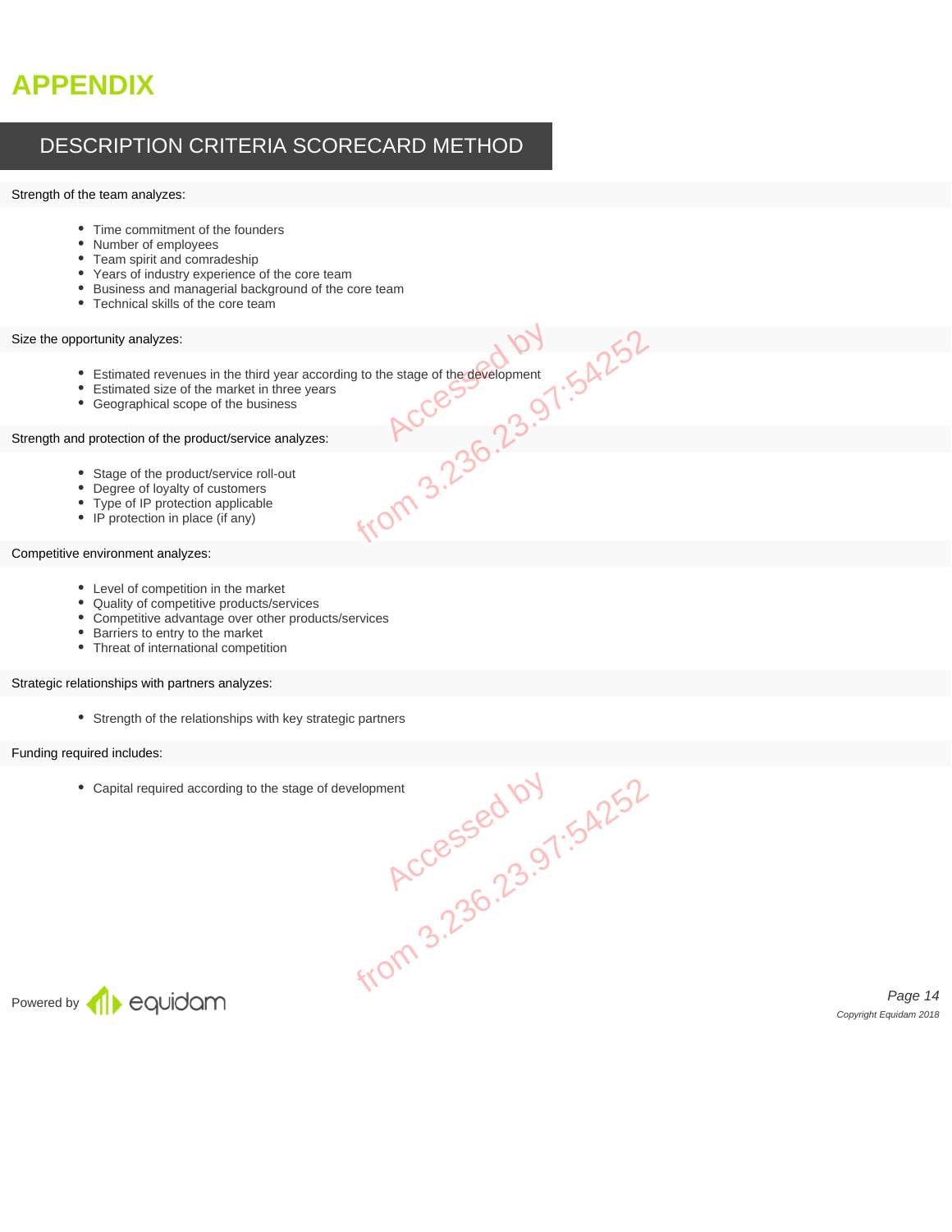# APPENDIX

## DESCRIPTION CRITERIA SCORECARD METHOD

Strength of the team analyzes:

- Time commitment of the founders
- Number of employees
- Team spirit and comradeship
- Years of industry experience of the core team
- Business and managerial background of the core team
- Technical skills of the core team

Size the opportunity analyzes:

- Estimated revenues in the third year according to the stage of the development
- Estimated size of the market in three years
- Geographical scope of the business

Strength and protection of the product/service analyzes:

- Stage of the product/service roll-out
- Degree of loyalty of customers
- Type of IP protection applicable
- IP protection in place (if any)

Competitive environment analyzes:

- Level of competition in the market
- Quality of competitive products/services
- Competitive advantage over other products/services
- Barriers to entry to the market
- Threat of international competition

Strategic relationships with partners analyzes:

- Strength of the relationships with key strategic partners

Funding required includes:

- Capital required according to the stage of development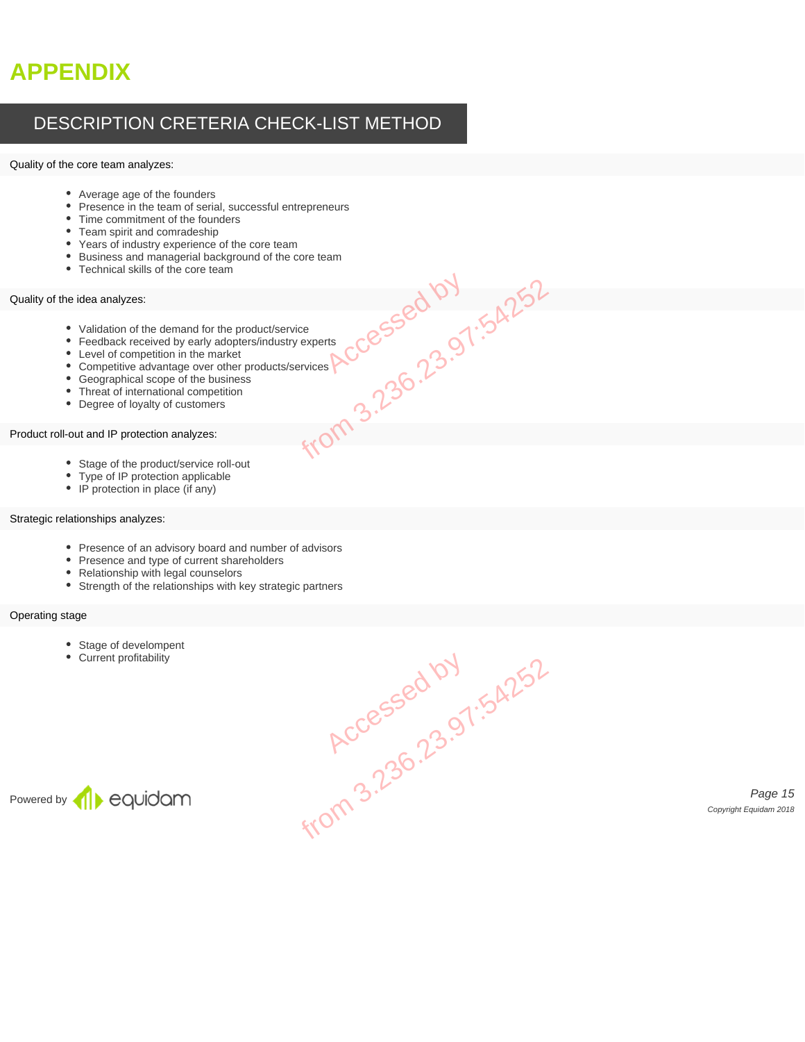# APPENDIX

## DESCRIPTION CRETERIA CHECK-LIST METHOD

Quality of the core team analyzes:

- Average age of the founders
- Presence in the team of serial, successful entrepreneurs
- Time commitment of the founders
- Team spirit and comradeship
- Years of industry experience of the core team
- Business and managerial background of the core team
- Technical skills of the core team

Quality of the idea analyzes:

- Validation of the demand for the product/service
- Feedback received by early adopters/industry experts
- Level of competition in the market
- Competitive advantage over other products/services
- Geographical scope of the business
- Threat of international competition
- Degree of loyalty of customers

Product roll-out and IP protection analyzes:

- Stage of the product/service roll-out
- Type of IP protection applicable
- IP protection in place (if any)

Strategic relationships analyzes:

- Presence of an advisory board and number of advisors
- Presence and type of current shareholders
- Relationship with legal counselors
- Strength of the relationships with key strategic partners

Operating stage

- Stage of development
- Current profitability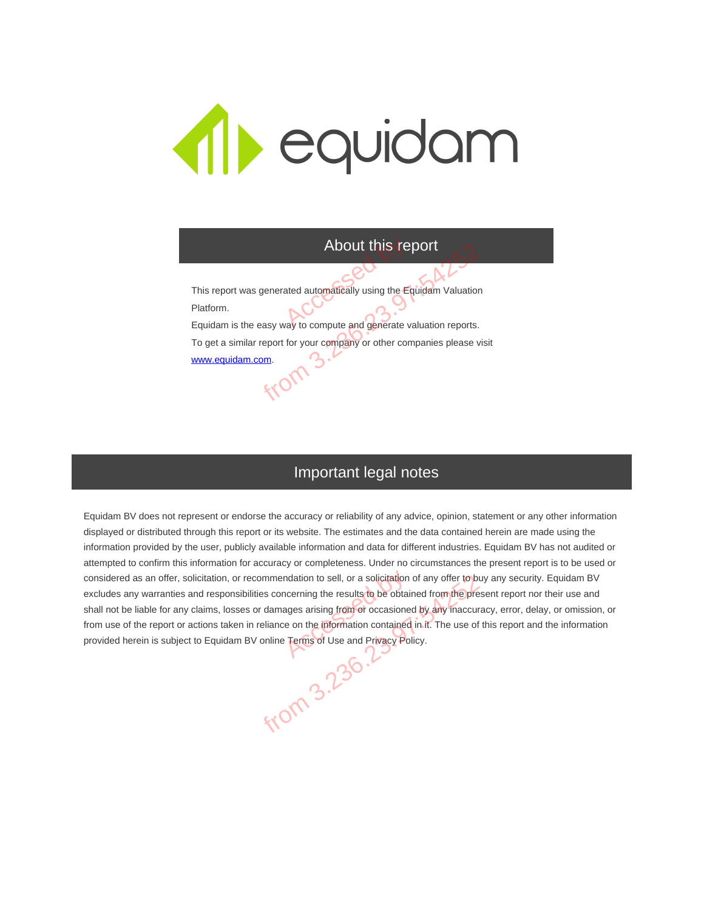equidam

## About this report

This report was generated automatically using the Equidam Valuation Platform.

Equidam is the easy way to compute and generate valuation reports.

To get a similar report for your company or other companies please visit [www.equidam.com](http://www.equidam.com).

## Important legal notes

Equidam BV does not represent or endorse the accuracy or reliability of any advice, opinion, statement or any other information displayed or distributed through this report or its website. The estimates and the data contained herein are made using the information provided by the user, publicly available information and data for different industries. Equidam BV has not audited or attempted to confirm this information for accuracy or completeness. Under no circumstances the present report is to be used or considered as an offer, solicitation, or recommendation to sell, or a solicitation of any offer to buy any security. Equidam BV excludes any warranties and responsibilities concerning the results to be obtained from the present report nor their use and shall not be liable for any claims, losses or damages arising from or occasioned by any inaccuracy, error, delay, or omission, or from use of the report or actions taken in reliance on the information contained in it. The use of this report and the information provided herein is subject to Equidam BV online Terms of Use and Privacy Policy.